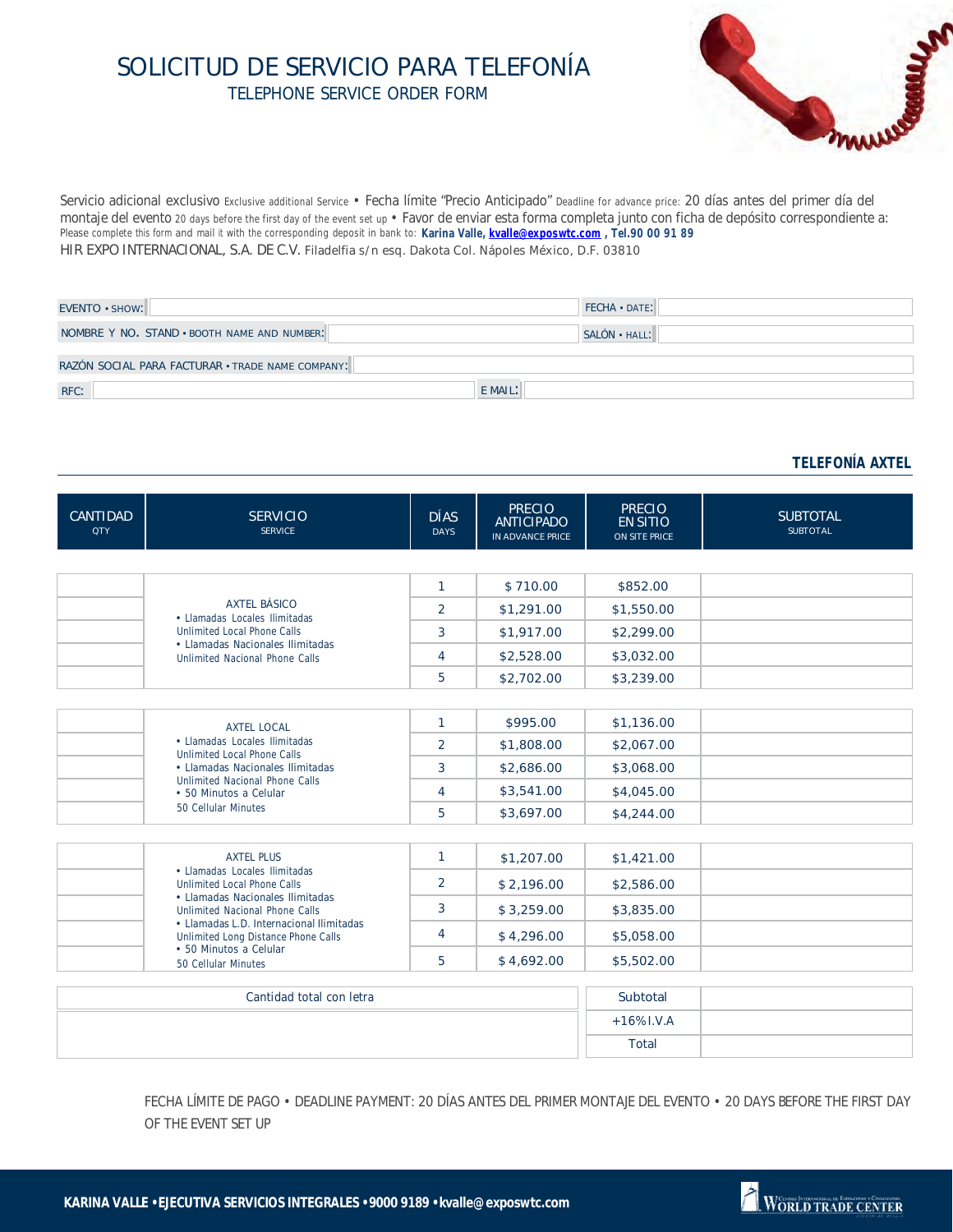# SOLICITUD DE SERVICIO PARA TELEFONÍA

## TELEPHONE SERVICE ORDER FORM

Servicio adicional exclusivo Exclusive additional Service • Fecha límite "Precio Anticipado" Deadline for advance price: 20 días antes del primer día del montaje del evento 20 days before the first day of the event set up • Favor de enviar esta forma completa junto con ficha de depósito correspondiente a: Please complete this form and mail it with the corresponding deposit in bank to: **Karina Valle, kvalle@exposwtc.com , Tel.90 00 91 89**
HIR EXPO INTERNACIONAL, S.A. DE C.V. Filadelfia s/n esq. Dakota Col. Nápoles México, D.F. 03810

| | | | |
|---|---|---|---|
| EVENTO • SHOW: | | FECHA • DATE: | |
| NOMBRE Y NO. STAND • BOOTH NAME AND NUMBER: | | SALÓN • HALL: | |

| | |
|---|---|
| RAZÓN SOCIAL PARA FACTURAR • TRADE NAME COMPANY: | |

| | | | |
|---|---|---|---|
| RFC: | | E MAIL: | |

**TELEFONÍA AXTEL**

| CANTIDAD QTY | SERVICIO SERVICE | DÍAS DAYS | PRECIO ANTICIPADO IN ADVANCE PRICE | PRECIO EN SITIO ON SITE PRICE | SUBTOTAL SUBTOTAL |
|---|---|---|---|---|---|
| | AXTEL BÁSICO • Llamadas Locales Ilimitadas Unlimited Local Phone Calls • Llamadas Nacionales Ilimitadas Unlimited Nacional Phone Calls | 1 | $ 710.00 | $852.00 | |
| | | 2 | $1,291.00 | $1,550.00 | |
| | | 3 | $1,917.00 | $2,299.00 | |
| | | 4 | $2,528.00 | $3,032.00 | |
| | | 5 | $2,702.00 | $3,239.00 | |
| | AXTEL LOCAL • Llamadas Locales Ilimitadas Unlimited Local Phone Calls • Llamadas Nacionales Ilimitadas Unlimited Nacional Phone Calls • 50 Minutos a Celular 50 Cellular Minutes | 1 | $995.00 | $1,136.00 | |
| | | 2 | $1,808.00 | $2,067.00 | |
| | | 3 | $2,686.00 | $3,068.00 | |
| | | 4 | $3,541.00 | $4,045.00 | |
| | | 5 | $3,697.00 | $4,244.00 | |
| | AXTEL PLUS • Llamadas Locales Ilimitadas Unlimited Local Phone Calls • Llamadas Nacionales Ilimitadas Unlimited Nacional Phone Calls • Llamadas L.D. Internacional Ilimitadas Unlimited Long Distance Phone Calls • 50 Minutos a Celular 50 Cellular Minutes | 1 | $1,207.00 | $1,421.00 | |
| | | 2 | $ 2,196.00 | $2,586.00 | |
| | | 3 | $ 3,259.00 | $3,835.00 | |
| | | 4 | $ 4,296.00 | $5,058.00 | |
| | | 5 | $ 4,692.00 | $5,502.00 | |

| Cantidad total con letra | | |
|---|---|---|
| | Subtotal | |
| | +16% I.V.A | |
| | Total | |

FECHA LÍMITE DE PAGO • DEADLINE PAYMENT: 20 DÍAS ANTES DEL PRIMER MONTAJE DEL EVENTO • 20 DAYS BEFORE THE FIRST DAY OF THE EVENT SET UP

**KARINA VALLE • EJECUTIVA SERVICIOS INTEGRALES • 9000 9189 • kvalle@exposwtc.com**

WORLD TRADE CENTER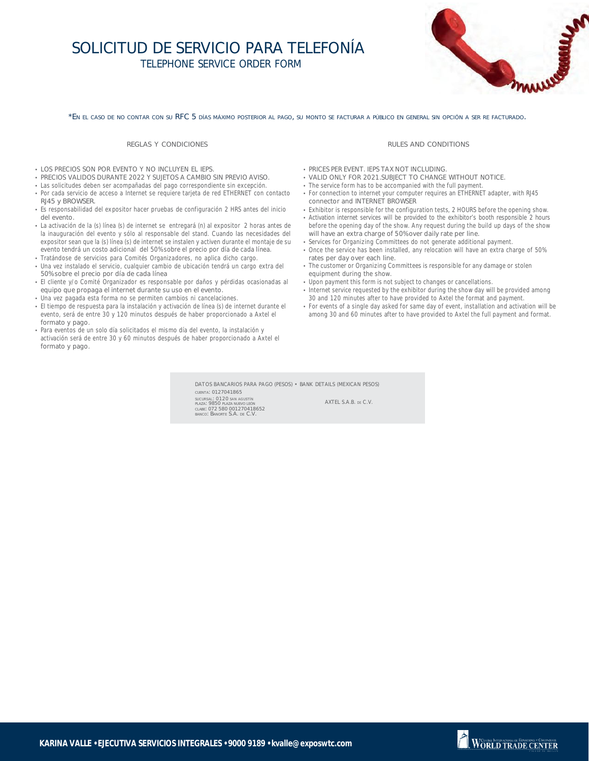# SOLICITUD DE SERVICIO PARA TELEFONÍA

## TELEPHONE SERVICE ORDER FORM

*En el caso de no contar con su RFC 5 días máximo posterior al pago, su monto se facturar a público en general sin opción a ser re facturado.

### REGLAS Y CONDICIONES

- LOS PRECIOS SON POR EVENTO Y NO INCLUYEN EL IEPS.
- PRECIOS VALIDOS DURANTE 2022 Y SUJETOS A CAMBIO SIN PREVIO AVISO.
- Las solicitudes deben ser acompañadas del pago correspondiente sin excepción.
- Por cada servicio de acceso a Internet se requiere tarjeta de red ETHERNET con contacto RJ45 y BROWSER.
- Es responsabilidad del expositor hacer pruebas de configuración 2 HRS antes del inicio del evento.
- La activación de la (s) línea (s) de internet se entregará (n) al expositor 2 horas antes de la inauguración del evento y sólo al responsable del stand. Cuando las necesidades del expositor sean que la (s) línea (s) de internet se instalen y activen durante el montaje de su evento tendrá un costo adicional del 50%sobre el precio por día de cada línea.
- Tratándose de servicios para Comités Organizadores, no aplica dicho cargo.
- Una vez instalado el servicio, cualquier cambio de ubicación tendrá un cargo extra del 50%sobre el precio por día de cada línea
- El cliente y/o Comité Organizador es responsable por daños y pérdidas ocasionadas al equipo que propaga el internet durante su uso en el evento.
- Una vez pagada esta forma no se permiten cambios ni cancelaciones.
- El tiempo de respuesta para la instalación y activación de línea (s) de internet durante el evento, será de entre 30 y 120 minutos después de haber proporcionado a Axtel el formato y pago.
- Para eventos de un solo día solicitados el mismo día del evento, la instalación y activación será de entre 30 y 60 minutos después de haber proporcionado a Axtel el formato y pago.

### RULES AND CONDITIONS

- PRICES PER EVENT. IEPS TAX NOT INCLUDING.
- VALID ONLY FOR 2021.SUBJECT TO CHANGE WITHOUT NOTICE.
- The service form has to be accompanied with the full payment.
- For connection to internet your computer requires an ETHERNET adapter, with RJ45 connector and INTERNET BROWSER
- Exhibitor is responsible for the configuration tests, 2 HOURS before the opening show.
- Activation internet services will be provided to the exhibitor's booth responsible 2 hours before the opening day of the show. Any request during the build up days of the show will have an extra charge of 50%over daily rate per line.
- Services for Organizing Committees do not generate additional payment.
- Once the service has been installed, any relocation will have an extra charge of 50% rates per day over each line.
- The customer or Organizing Committees is responsible for any damage or stolen equipment during the show.
- Upon payment this form is not subject to changes or cancellations.
- Internet service requested by the exhibitor during the show day will be provided among 30 and 120 minutes after to have provided to Axtel the format and payment.
- For events of a single day asked for same day of event, installation and activation will be among 30 and 60 minutes after to have provided to Axtel the full payment and format.

DATOS BANCARIOS PARA PAGO (PESOS) • BANK DETAILS (MEXICAN PESOS)

Cuenta: 0127041865
Sucursal: 0120 San Agustín
Plaza: 9850 Plaza Nuevo León
Clabe: 072 580 001270418652
Banco: Banorte S.A. de C.V.

AXTEL S.A.B. de C.V.

**KARINA VALLE • EJECUTIVA SERVICIOS INTEGRALES • 9000 9189 • kvalle@exposwtc.com**

Centro Internacional de Exposiciones y Convenciones WORLD TRADE CENTER